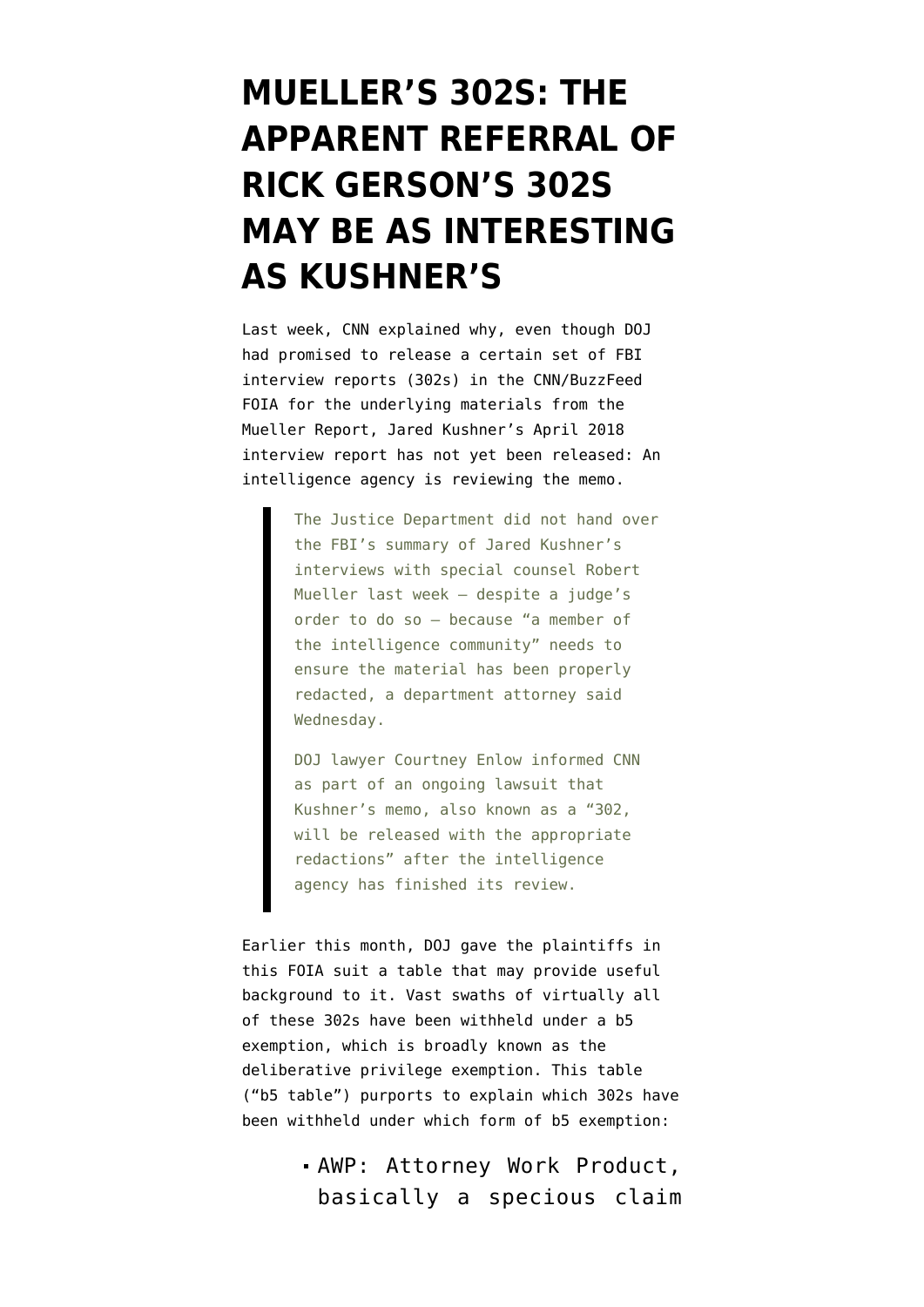# MUELLER'S 302S: THE APPARENT REFERRAL OF RICK GERSON'S 302S MAY BE AS INTERESTING AS KUSHNER'S

Last week, CNN explained why, even though DOJ had promised to release a certain set of FBI interview reports (302s) in the CNN/BuzzFeed FOIA for the underlying materials from the Mueller Report, Jared Kushner's April 2018 interview report has not yet been released: An intelligence agency is reviewing the memo.

> The Justice Department did not hand over the FBI's summary of Jared Kushner's interviews with special counsel Robert Mueller last week — despite a judge's order to do so — because "a member of the intelligence community" needs to ensure the material has been properly redacted, a department attorney said Wednesday.
>
> DOJ lawyer Courtney Enlow informed CNN as part of an ongoing lawsuit that Kushner's memo, also known as a "302, will be released with the appropriate redactions" after the intelligence agency has finished its review.

Earlier this month, DOJ gave the plaintiffs in this FOIA suit a table that may provide useful background to it. Vast swaths of virtually all of these 302s have been withheld under a b5 exemption, which is broadly known as the deliberative privilege exemption. This table ("b5 table") purports to explain which 302s have been withheld under which form of b5 exemption:

- AWP: Attorney Work Product, basically a specious claim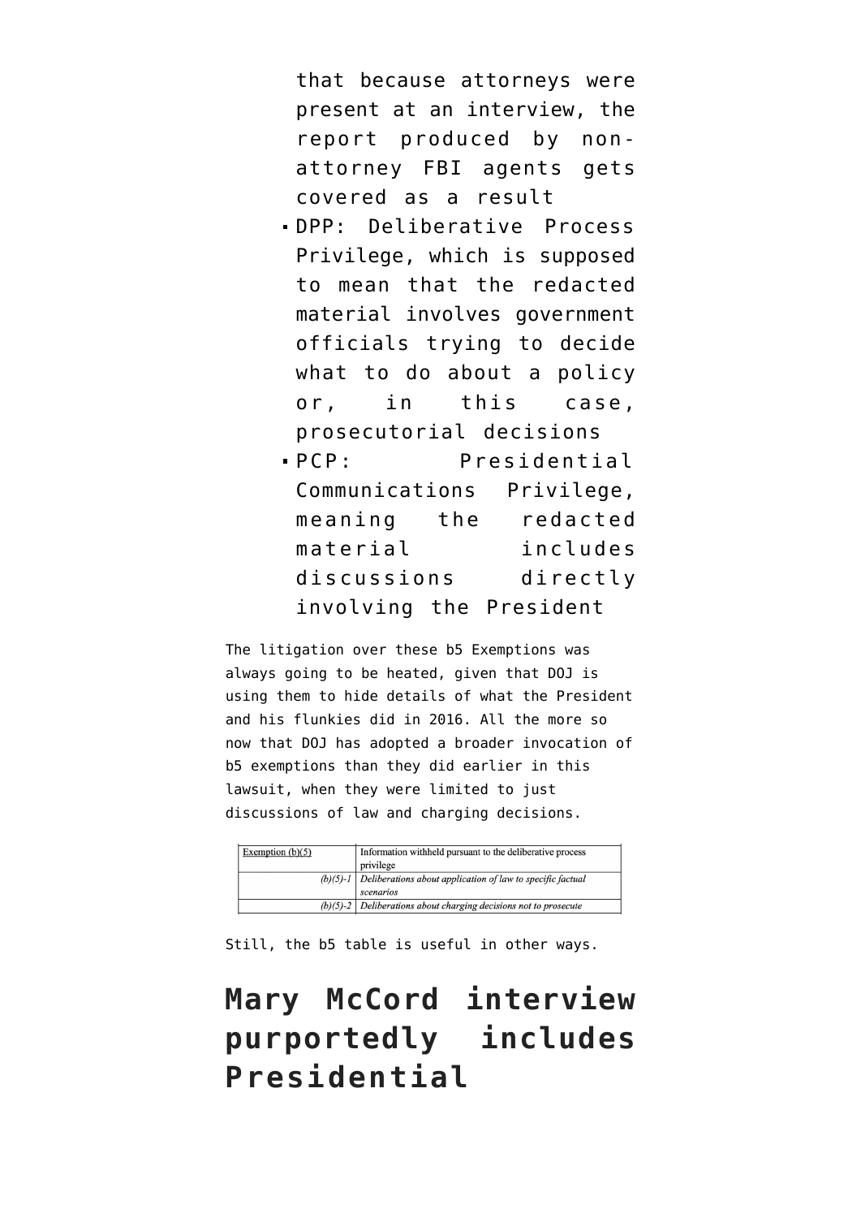that because attorneys were present at an interview, the report produced by non-attorney FBI agents gets covered as a result

- DPP: Deliberative Process Privilege, which is supposed to mean that the redacted material involves government officials trying to decide what to do about a policy or, in this case, prosecutorial decisions
- PCP: Presidential Communications Privilege, meaning the redacted material includes discussions directly involving the President

The litigation over these b5 Exemptions was always going to be heated, given that DOJ is using them to hide details of what the President and his flunkies did in 2016. All the more so now that DOJ has adopted a broader invocation of b5 exemptions than they did earlier in this lawsuit, when they were limited to just discussions of law and charging decisions.

| Exemption (b)(5) | Information withheld pursuant to the deliberative process privilege |
|---|---|
| (b)(5)-1 | *Deliberations about application of law to specific factual scenarios* |
| (b)(5)-2 | *Deliberations about charging decisions not to prosecute* |

Still, the b5 table is useful in other ways.

## Mary McCord interview purportedly includes Presidential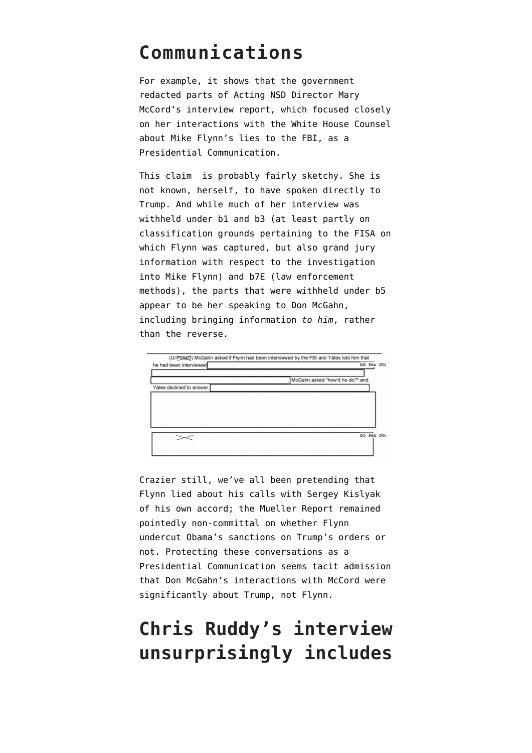## Communications

For example, it shows that the government redacted parts of Acting NSD Director Mary McCord's interview report, which focused closely on her interactions with the White House Counsel about Mike Flynn's lies to the FBI, as a Presidential Communication.

This claim is probably fairly sketchy. She is not known, herself, to have spoken directly to Trump. And while much of her interview was withheld under b1 and b3 (at least partly on classification grounds pertaining to the FISA on which Flynn was captured, but also grand jury information with respect to the investigation into Mike Flynn) and b7E (law enforcement methods), the parts that were withheld under b5 appear to be her speaking to Don McGahn, including bringing information *to him*, rather than the reverse.

> (U//FOUO) McGahn asked if Flynn had been interviewed by the FBI and Yates told him that he had been interviewed [b5 Per DOJ] McGahn asked "how'd he do?" and Yates declined to answer. [b5 Per DOJ]

Crazier still, we've all been pretending that Flynn lied about his calls with Sergey Kislyak of his own accord; the Mueller Report remained pointedly non-committal on whether Flynn undercut Obama's sanctions on Trump's orders or not. Protecting these conversations as a Presidential Communication seems tacit admission that Don McGahn's interactions with McCord were significantly about Trump, not Flynn.

## Chris Ruddy's interview unsurprisingly includes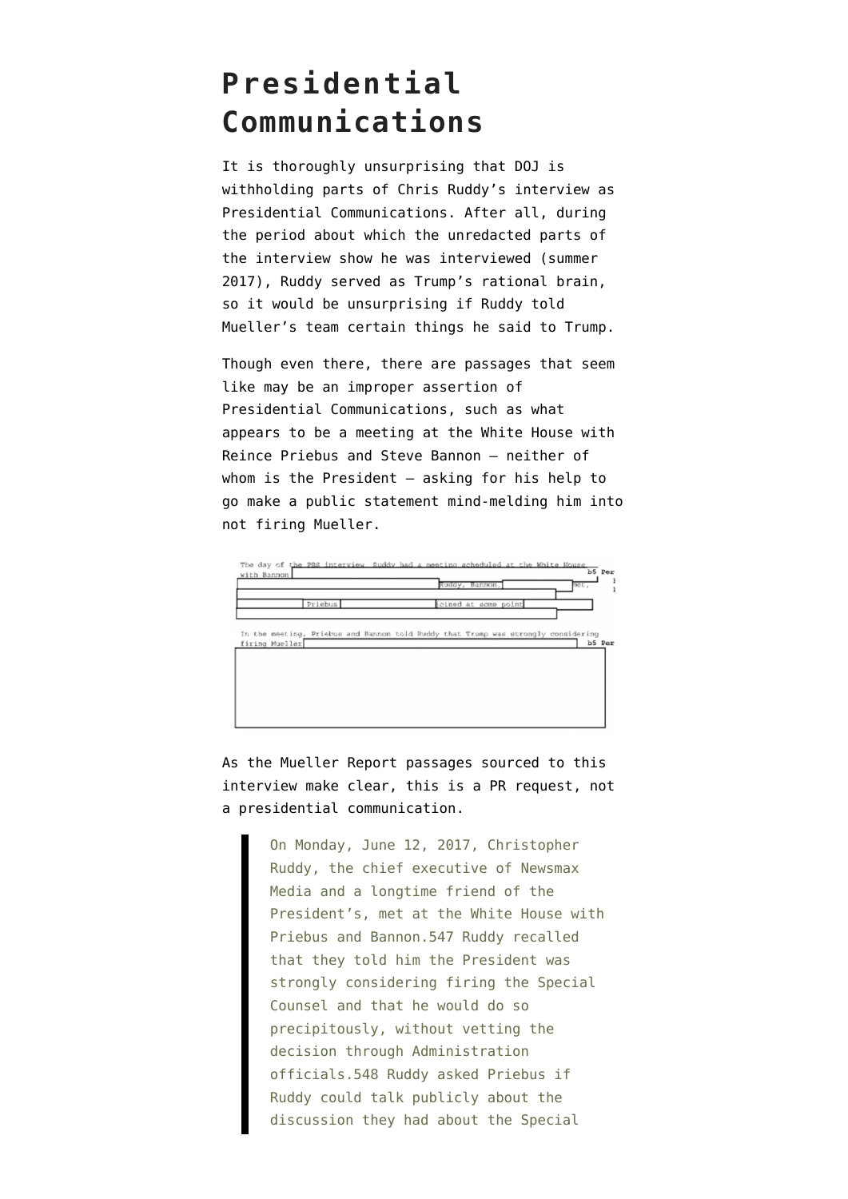# Presidential Communications

It is thoroughly unsurprising that DOJ is withholding parts of Chris Ruddy's interview as Presidential Communications. After all, during the period about which the unredacted parts of the interview show he was interviewed (summer 2017), Ruddy served as Trump's rational brain, so it would be unsurprising if Ruddy told Mueller's team certain things he said to Trump.

Though even there, there are passages that seem like may be an improper assertion of Presidential Communications, such as what appears to be a meeting at the White House with Reince Priebus and Steve Bannon — neither of whom is the President — asking for his help to go make a public statement mind-melding him into not firing Mueller.

The day of the PBS interview, Ruddy had a meeting scheduled at the White House with Bannon [redacted] b5 Per [redacted] Ruddy, Bannon, [redacted] met, [redacted] Priebus [redacted] joined at some point [redacted]

In the meeting, Priebus and Bannon told Ruddy that Trump was strongly considering firing Mueller [redacted] b5 Per

As the Mueller Report passages sourced to this interview make clear, this is a PR request, not a presidential communication.

> On Monday, June 12, 2017, Christopher Ruddy, the chief executive of Newsmax Media and a longtime friend of the President's, met at the White House with Priebus and Bannon.547 Ruddy recalled that they told him the President was strongly considering firing the Special Counsel and that he would do so precipitously, without vetting the decision through Administration officials.548 Ruddy asked Priebus if Ruddy could talk publicly about the discussion they had about the Special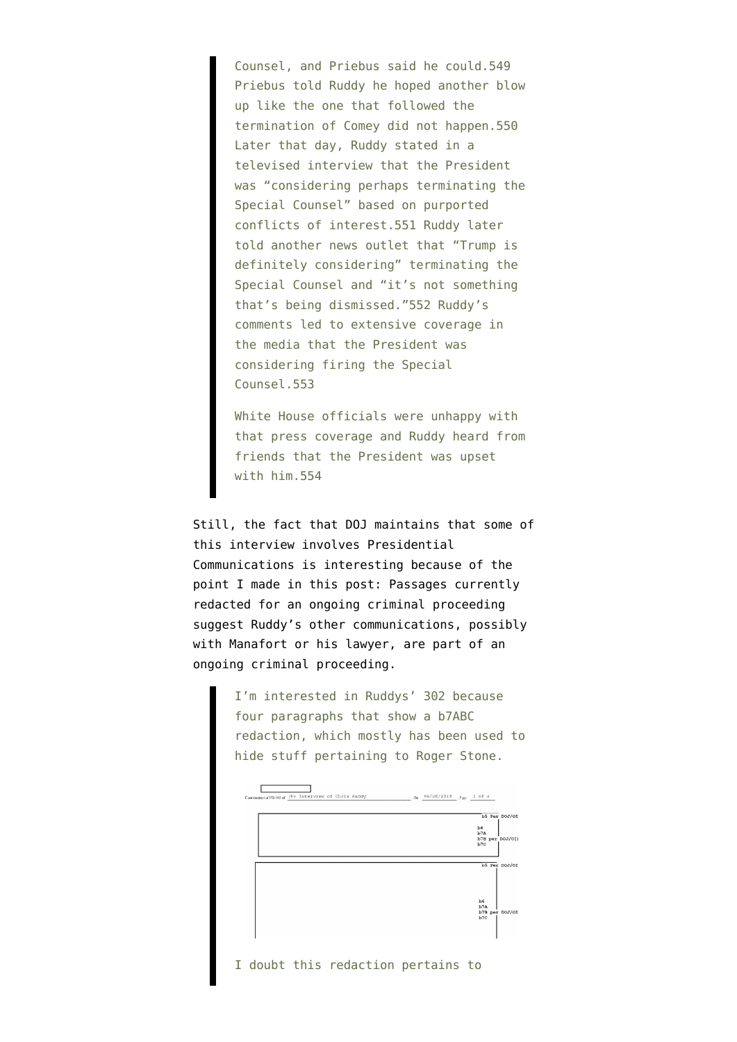> Counsel, and Priebus said he could.549 Priebus told Ruddy he hoped another blow up like the one that followed the termination of Comey did not happen.550 Later that day, Ruddy stated in a televised interview that the President was "considering perhaps terminating the Special Counsel" based on purported conflicts of interest.551 Ruddy later told another news outlet that "Trump is definitely considering" terminating the Special Counsel and "it's not something that's being dismissed."552 Ruddy's comments led to extensive coverage in the media that the President was considering firing the Special Counsel.553
>
> White House officials were unhappy with that press coverage and Ruddy heard from friends that the President was upset with him.554

Still, the fact that DOJ maintains that some of this interview involves Presidential Communications is interesting because of the point I made in this post: Passages currently redacted for an ongoing criminal proceeding suggest Ruddy's other communications, possibly with Manafort or his lawyer, are part of an ongoing criminal proceeding.

> I'm interested in Ruddys' 302 because four paragraphs that show a b7ABC redaction, which mostly has been used to hide stuff pertaining to Roger Stone.
>
> Continuation of FD-302 of (U) Interview of Chris Ruddy On 04/06/2018 Page 2 of 4
>
> b5 Per DOJ/OI
> b6
> b7A
> b7B per DOJ/OII
> b7C
>
> b5 Per DOJ/OI
> b6
> b7A
> b7B per DOJ/OI
> b7C
>
> I doubt this redaction pertains to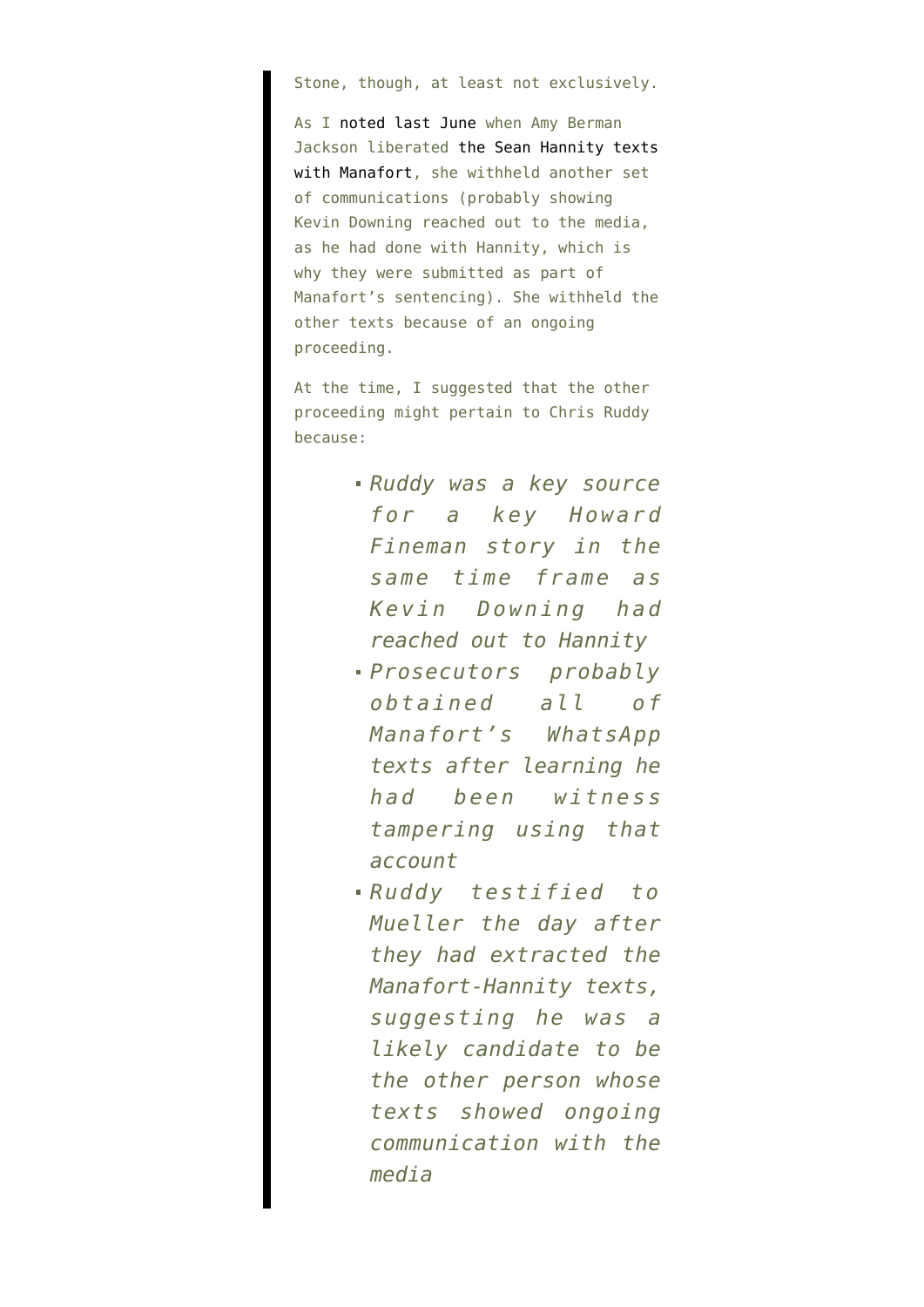Stone, though, at least not exclusively.

As I noted last June when Amy Berman Jackson liberated the Sean Hannity texts with Manafort, she withheld another set of communications (probably showing Kevin Downing reached out to the media, as he had done with Hannity, which is why they were submitted as part of Manafort's sentencing). She withheld the other texts because of an ongoing proceeding.

At the time, I suggested that the other proceeding might pertain to Chris Ruddy because:

> - *Ruddy was a key source for a key Howard Fineman story in the same time frame as Kevin Downing had reached out to Hannity*
> - *Prosecutors probably obtained all of Manafort's WhatsApp texts after learning he had been witness tampering using that account*
> - *Ruddy testified to Mueller the day after they had extracted the Manafort-Hannity texts, suggesting he was a likely candidate to be the other person whose texts showed ongoing communication with the media*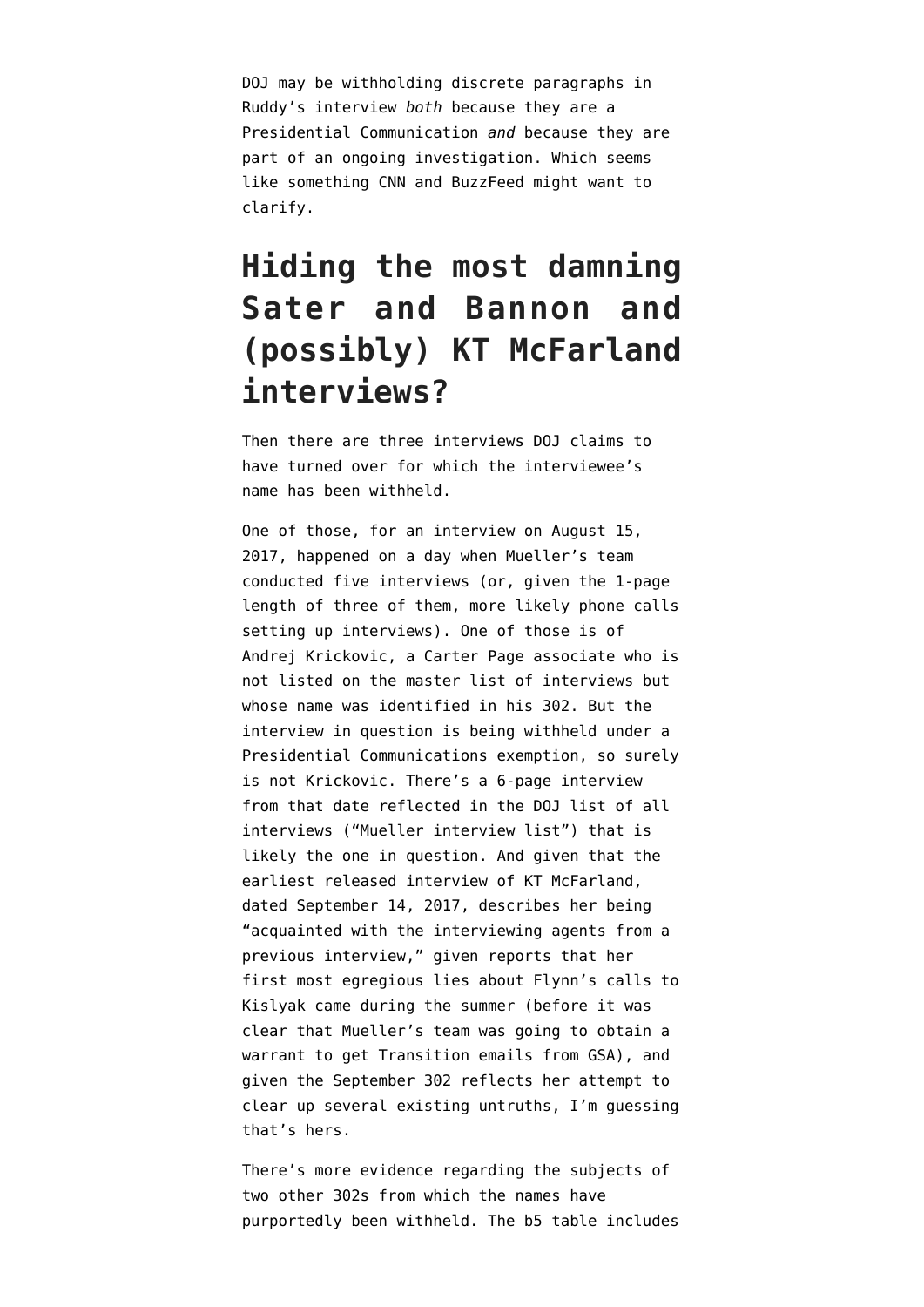DOJ may be withholding discrete paragraphs in Ruddy's interview *both* because they are a Presidential Communication *and* because they are part of an ongoing investigation. Which seems like something CNN and BuzzFeed might want to clarify.

## Hiding the most damning Sater and Bannon and (possibly) KT McFarland interviews?

Then there are three interviews DOJ claims to have turned over for which the interviewee's name has been withheld.

One of those, for an interview on August 15, 2017, happened on a day when Mueller's team conducted five interviews (or, given the 1-page length of three of them, more likely phone calls setting up interviews). One of those is of Andrej Krickovic, a Carter Page associate who is not listed on the master list of interviews but whose name was identified in his 302. But the interview in question is being withheld under a Presidential Communications exemption, so surely is not Krickovic. There's a 6-page interview from that date reflected in the DOJ list of all interviews ("Mueller interview list") that is likely the one in question. And given that the earliest released interview of KT McFarland, dated September 14, 2017, describes her being "acquainted with the interviewing agents from a previous interview," given reports that her first most egregious lies about Flynn's calls to Kislyak came during the summer (before it was clear that Mueller's team was going to obtain a warrant to get Transition emails from GSA), and given the September 302 reflects her attempt to clear up several existing untruths, I'm guessing that's hers.

There's more evidence regarding the subjects of two other 302s from which the names have purportedly been withheld. The b5 table includes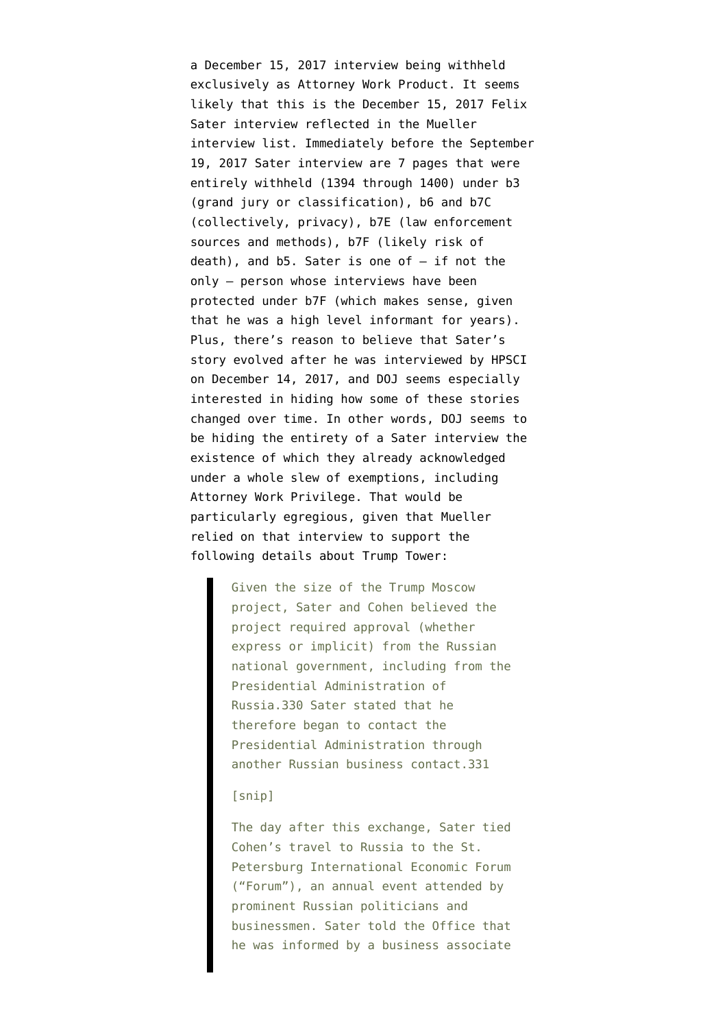a December 15, 2017 interview being withheld exclusively as Attorney Work Product. It seems likely that this is the December 15, 2017 Felix Sater interview reflected in the Mueller interview list. Immediately before the September 19, 2017 Sater interview are 7 pages that were entirely withheld (1394 through 1400) under b3 (grand jury or classification), b6 and b7C (collectively, privacy), b7E (law enforcement sources and methods), b7F (likely risk of death), and b5. Sater is one of — if not the only — person whose interviews have been protected under b7F (which makes sense, given that he was a high level informant for years). Plus, there's reason to believe that Sater's story evolved after he was interviewed by HPSCI on December 14, 2017, and DOJ seems especially interested in hiding how some of these stories changed over time. In other words, DOJ seems to be hiding the entirety of a Sater interview the existence of which they already acknowledged under a whole slew of exemptions, including Attorney Work Privilege. That would be particularly egregious, given that Mueller relied on that interview to support the following details about Trump Tower:

> Given the size of the Trump Moscow project, Sater and Cohen believed the project required approval (whether express or implicit) from the Russian national government, including from the Presidential Administration of Russia.330 Sater stated that he therefore began to contact the Presidential Administration through another Russian business contact.331
>
> [snip]
>
> The day after this exchange, Sater tied Cohen's travel to Russia to the St. Petersburg International Economic Forum ("Forum"), an annual event attended by prominent Russian politicians and businessmen. Sater told the Office that he was informed by a business associate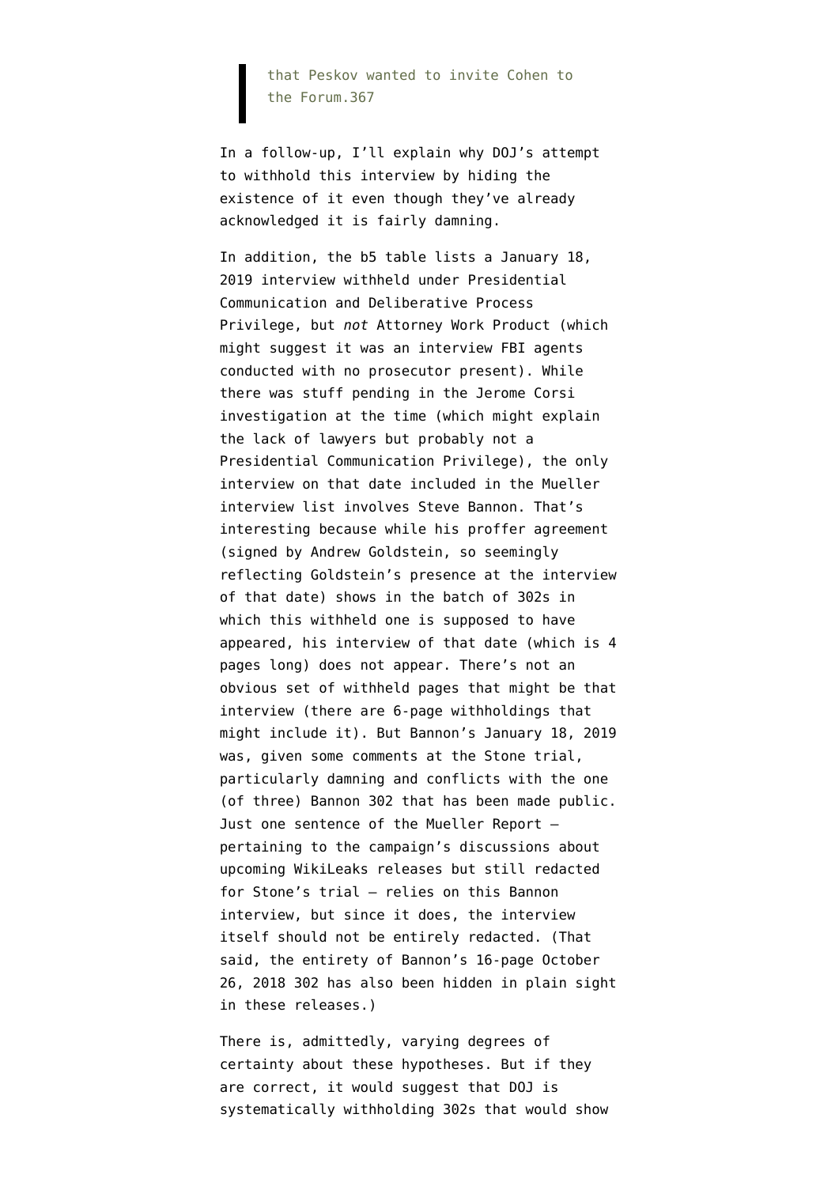> that Peskov wanted to invite Cohen to the Forum.367

In a follow-up, I'll explain why DOJ's attempt to withhold this interview by hiding the existence of it even though they've already acknowledged it is fairly damning.

In addition, the b5 table lists a January 18, 2019 interview withheld under Presidential Communication and Deliberative Process Privilege, but *not* Attorney Work Product (which might suggest it was an interview FBI agents conducted with no prosecutor present). While there was stuff pending in the Jerome Corsi investigation at the time (which might explain the lack of lawyers but probably not a Presidential Communication Privilege), the only interview on that date included in the Mueller interview list involves Steve Bannon. That's interesting because while his proffer agreement (signed by Andrew Goldstein, so seemingly reflecting Goldstein's presence at the interview of that date) shows in the batch of 302s in which this withheld one is supposed to have appeared, his interview of that date (which is 4 pages long) does not appear. There's not an obvious set of withheld pages that might be that interview (there are 6-page withholdings that might include it). But Bannon's January 18, 2019 was, given some comments at the Stone trial, particularly damning and conflicts with the one (of three) Bannon 302 that has been made public. Just one sentence of the Mueller Report — pertaining to the campaign's discussions about upcoming WikiLeaks releases but still redacted for Stone's trial — relies on this Bannon interview, but since it does, the interview itself should not be entirely redacted. (That said, the entirety of Bannon's 16-page October 26, 2018 302 has also been hidden in plain sight in these releases.)

There is, admittedly, varying degrees of certainty about these hypotheses. But if they are correct, it would suggest that DOJ is systematically withholding 302s that would show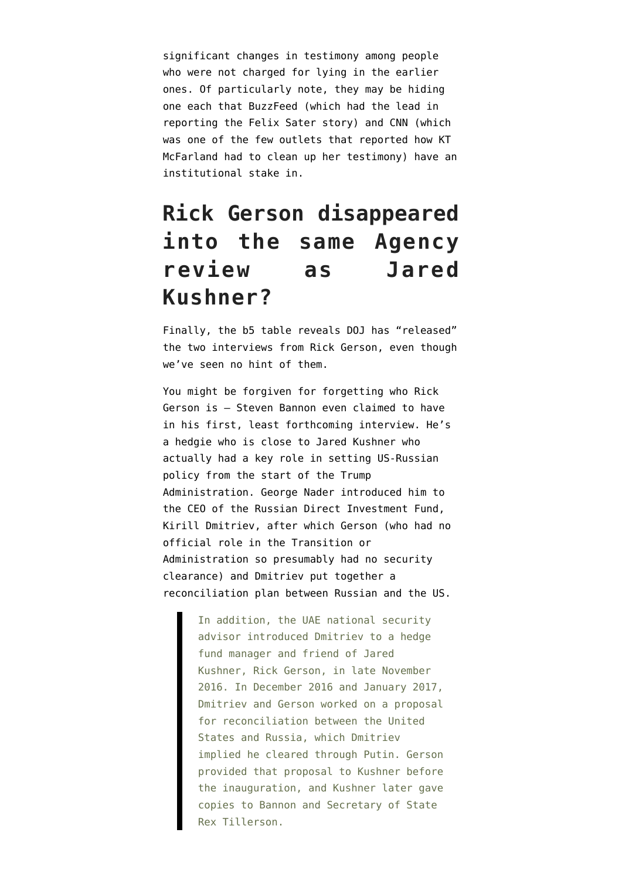significant changes in testimony among people who were not charged for lying in the earlier ones. Of particularly note, they may be hiding one each that BuzzFeed (which had the lead in reporting the Felix Sater story) and CNN (which was one of the few outlets that reported how KT McFarland had to clean up her testimony) have an institutional stake in.

## Rick Gerson disappeared into the same Agency review as Jared Kushner?

Finally, the b5 table reveals DOJ has "released" the two interviews from Rick Gerson, even though we've seen no hint of them.

You might be forgiven for forgetting who Rick Gerson is — Steven Bannon even claimed to have in his first, least forthcoming interview. He's a hedgie who is close to Jared Kushner who actually had a key role in setting US-Russian policy from the start of the Trump Administration. George Nader introduced him to the CEO of the Russian Direct Investment Fund, Kirill Dmitriev, after which Gerson (who had no official role in the Transition or Administration so presumably had no security clearance) and Dmitriev put together a reconciliation plan between Russian and the US.

> In addition, the UAE national security advisor introduced Dmitriev to a hedge fund manager and friend of Jared Kushner, Rick Gerson, in late November 2016. In December 2016 and January 2017, Dmitriev and Gerson worked on a proposal for reconciliation between the United States and Russia, which Dmitriev implied he cleared through Putin. Gerson provided that proposal to Kushner before the inauguration, and Kushner later gave copies to Bannon and Secretary of State Rex Tillerson.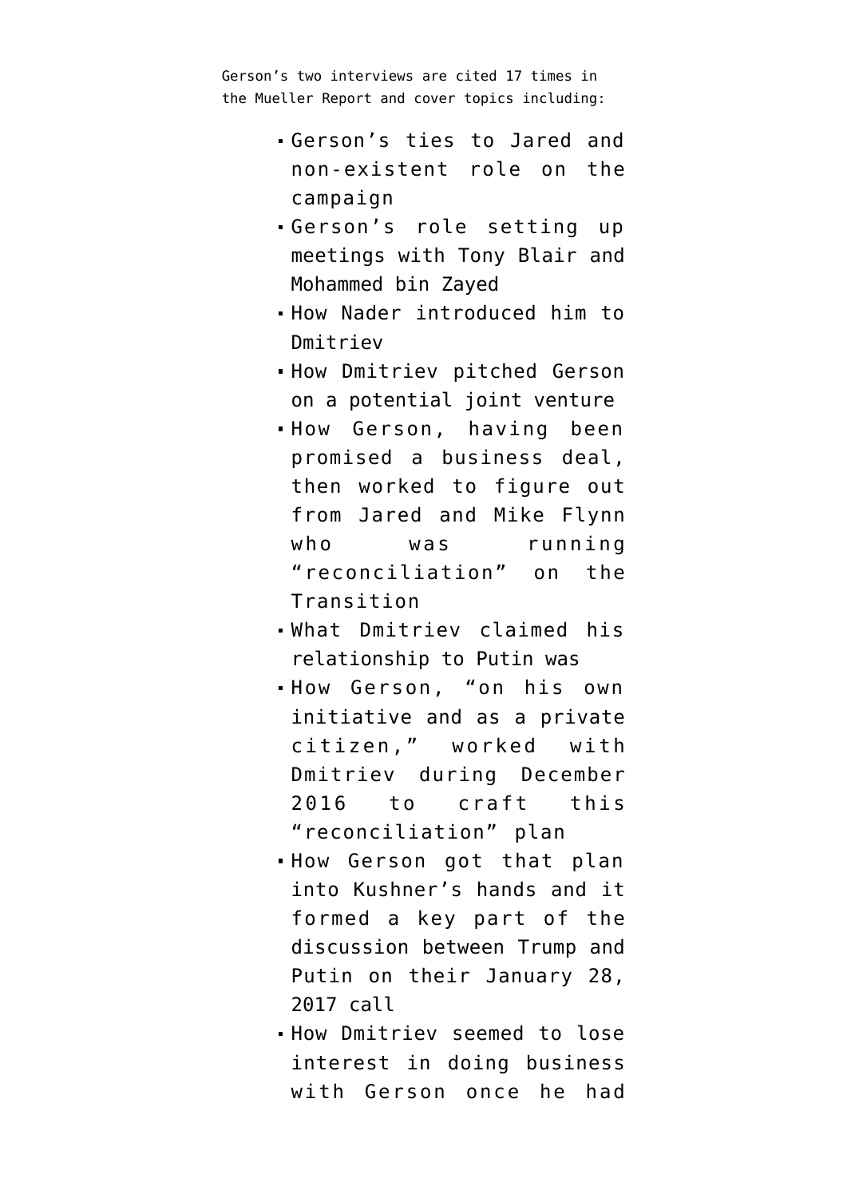Gerson's two interviews are cited 17 times in the Mueller Report and cover topics including:

- Gerson's ties to Jared and non-existent role on the campaign
- Gerson's role setting up meetings with Tony Blair and Mohammed bin Zayed
- How Nader introduced him to Dmitriev
- How Dmitriev pitched Gerson on a potential joint venture
- How Gerson, having been promised a business deal, then worked to figure out from Jared and Mike Flynn who was running "reconciliation" on the Transition
- What Dmitriev claimed his relationship to Putin was
- How Gerson, "on his own initiative and as a private citizen," worked with Dmitriev during December 2016 to craft this "reconciliation" plan
- How Gerson got that plan into Kushner's hands and it formed a key part of the discussion between Trump and Putin on their January 28, 2017 call
- How Dmitriev seemed to lose interest in doing business with Gerson once he had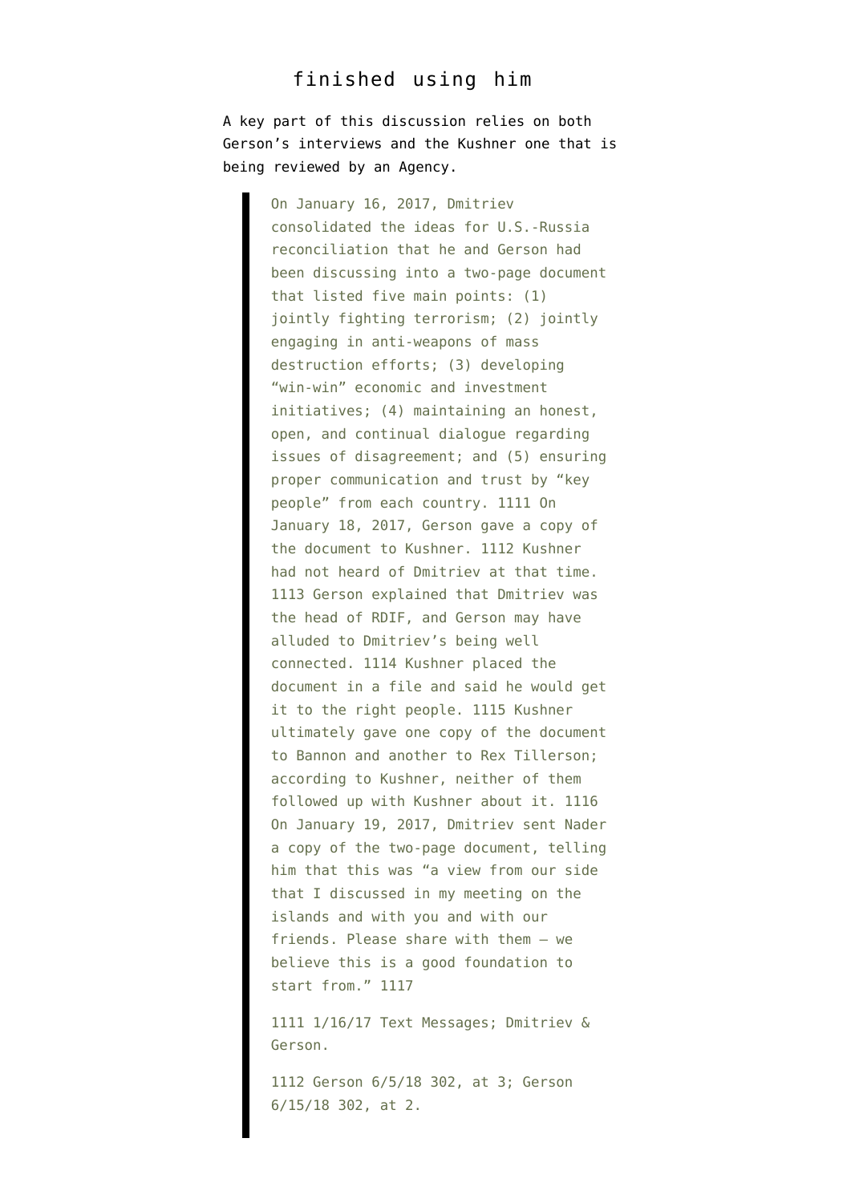## finished using him

A key part of this discussion relies on both Gerson's interviews and the Kushner one that is being reviewed by an Agency.

> On January 16, 2017, Dmitriev consolidated the ideas for U.S.-Russia reconciliation that he and Gerson had been discussing into a two-page document that listed five main points: (1) jointly fighting terrorism; (2) jointly engaging in anti-weapons of mass destruction efforts; (3) developing "win-win" economic and investment initiatives; (4) maintaining an honest, open, and continual dialogue regarding issues of disagreement; and (5) ensuring proper communication and trust by "key people" from each country. 1111 On January 18, 2017, Gerson gave a copy of the document to Kushner. 1112 Kushner had not heard of Dmitriev at that time. 1113 Gerson explained that Dmitriev was the head of RDIF, and Gerson may have alluded to Dmitriev's being well connected. 1114 Kushner placed the document in a file and said he would get it to the right people. 1115 Kushner ultimately gave one copy of the document to Bannon and another to Rex Tillerson; according to Kushner, neither of them followed up with Kushner about it. 1116 On January 19, 2017, Dmitriev sent Nader a copy of the two-page document, telling him that this was "a view from our side that I discussed in my meeting on the islands and with you and with our friends. Please share with them – we believe this is a good foundation to start from." 1117
>
> 1111 1/16/17 Text Messages; Dmitriev & Gerson.
>
> 1112 Gerson 6/5/18 302, at 3; Gerson 6/15/18 302, at 2.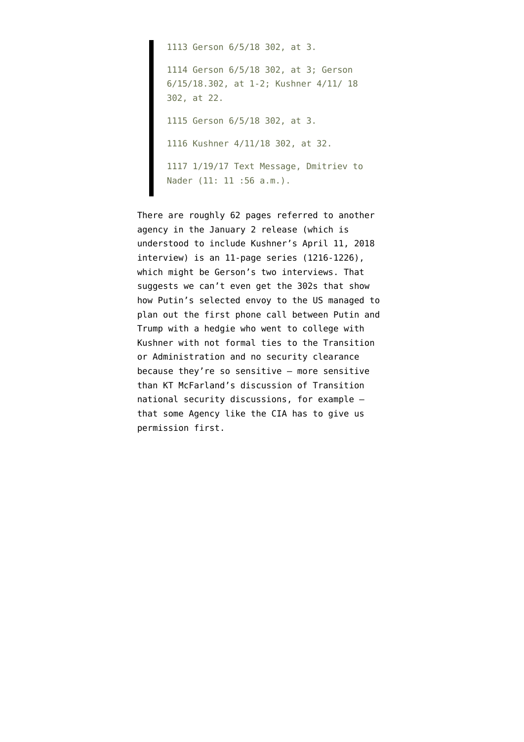> 1113 Gerson 6/5/18 302, at 3.
>
> 1114 Gerson 6/5/18 302, at 3; Gerson 6/15/18.302, at 1-2; Kushner 4/11/ 18 302, at 22.
>
> 1115 Gerson 6/5/18 302, at 3.
>
> 1116 Kushner 4/11/18 302, at 32.
>
> 1117 1/19/17 Text Message, Dmitriev to Nader (11: 11 :56 a.m.).

There are roughly 62 pages referred to another agency in the January 2 release (which is understood to include Kushner's April 11, 2018 interview) is an 11-page series (1216-1226), which might be Gerson's two interviews. That suggests we can't even get the 302s that show how Putin's selected envoy to the US managed to plan out the first phone call between Putin and Trump with a hedgie who went to college with Kushner with not formal ties to the Transition or Administration and no security clearance because they're so sensitive — more sensitive than KT McFarland's discussion of Transition national security discussions, for example — that some Agency like the CIA has to give us permission first.